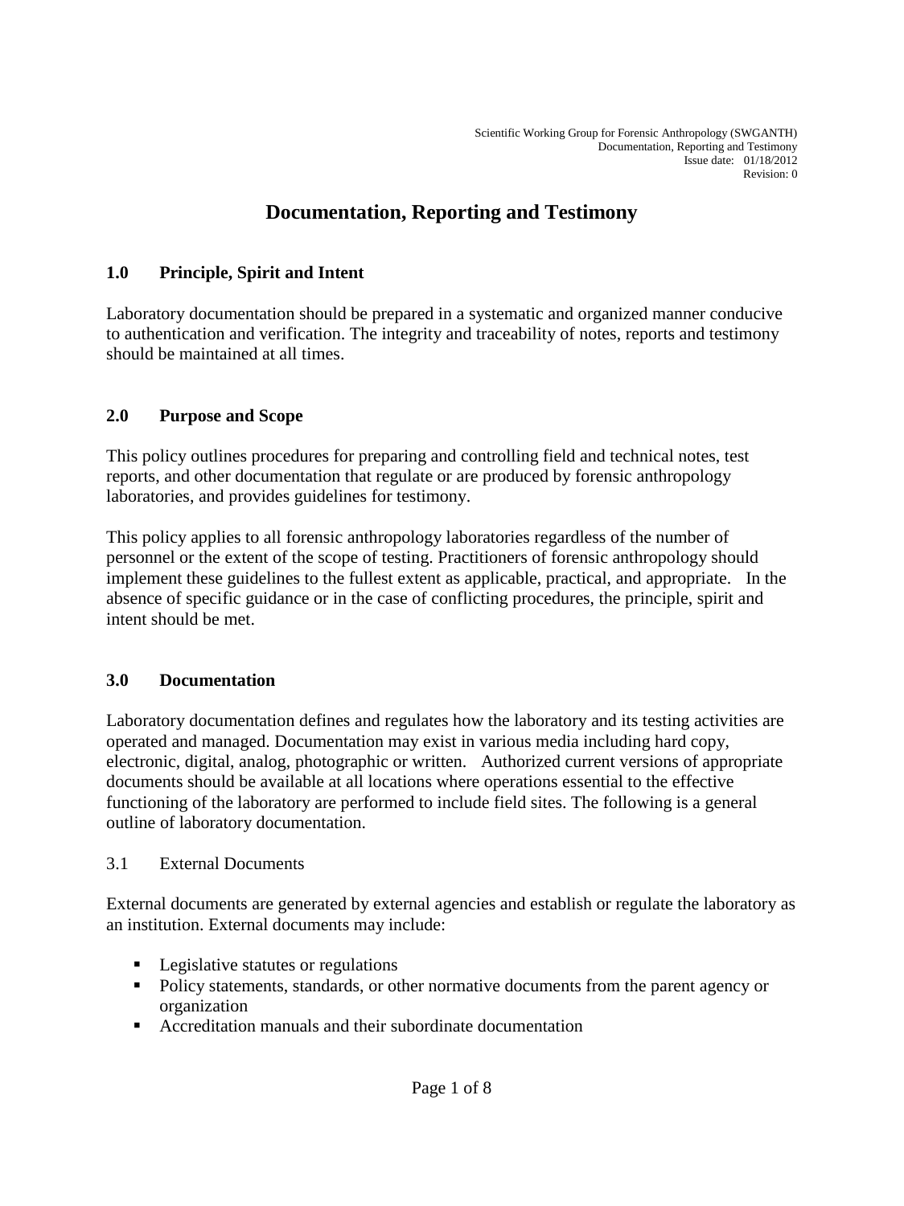# Documentation, Reporting and Testimony

## 1.0 Principle, Spirit and Intent

Laboratory documentation should be prepared in a systematic and organized manner conducive to authentication and verification. The integrity and traceability of notes, reports and testimony should be maintained at all times.

## 2.0 Purpose and Scope

This policy outlines procedures for preparing and controlling field and technical notes, test reports, and other documentation that regulate or are produced by forensic anthropology laboratories, and provides guidelines for testimony.

This policy applies to all forensic anthropology laboratories regardless of the number of personnel or the extent of the scope of testing. Practitioners of forensic anthropology should implement these guidelines to the fullest extent as applicable, practical, and appropriate. In the absence of specific guidance or in the case of conflicting procedures, the principle, spirit and intent should be met.

## 3.0 Documentation

Laboratory documentation defines and regulates how the laboratory and its testing activities are operated and managed. Documentation may exist in various media including hard copy, electronic, digital, analog, photographic or written. Authorized current versions of appropriate documents should be available at all locations where operations essential to the effective functioning of the laboratory are performed to include field sites. The following is a general outline of laboratory documentation.

### 3.1 External Documents

External documents are generated by external agencies and establish or regulate the laboratory as an institution. External documents may include:

- Legislative statutes or regulations
- Policy statements, standards, or other normative documents from the parent agency or organization
- Accreditation manuals and their subordinate documentation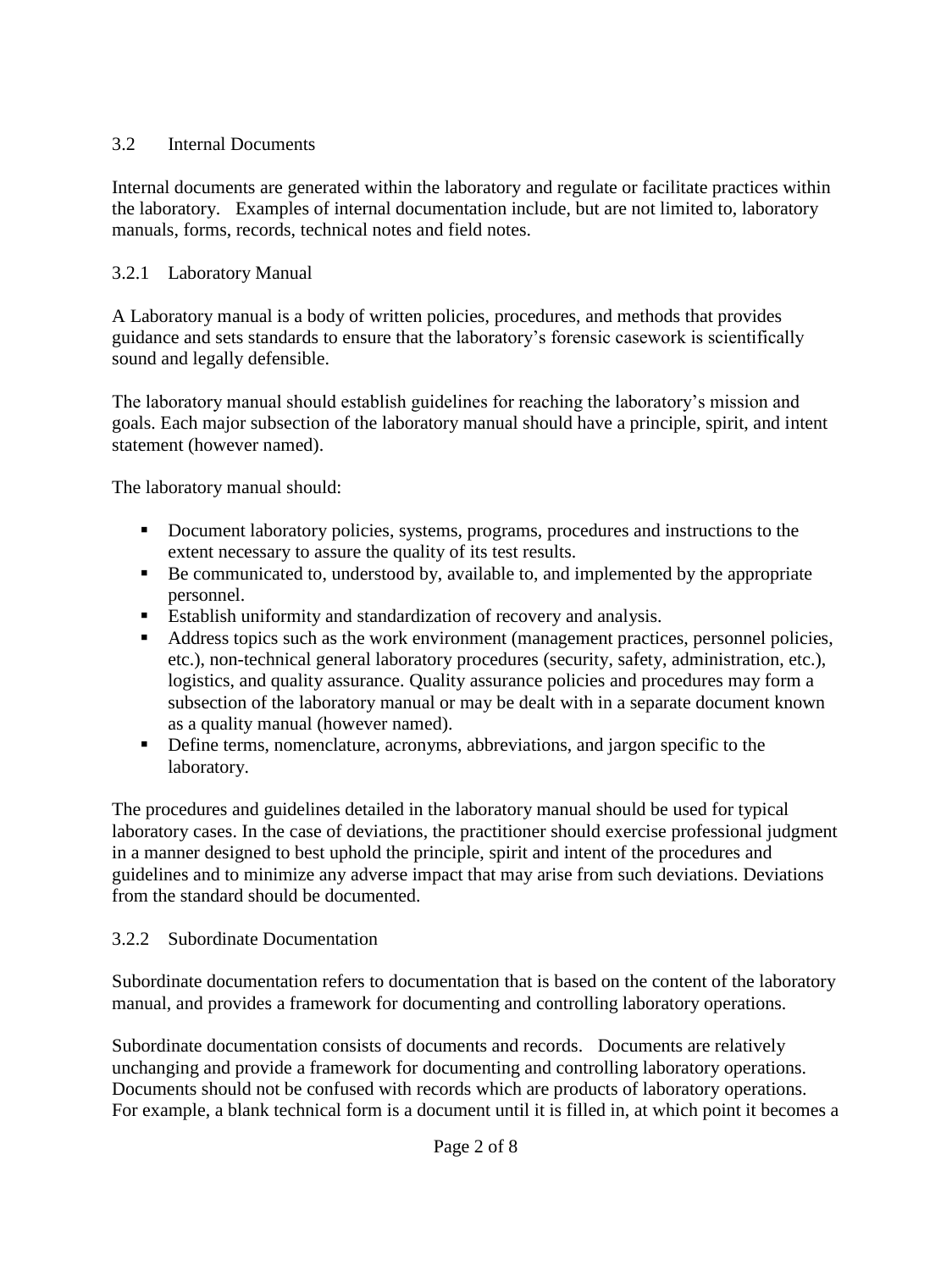## 3.2 Internal Documents

Internal documents are generated within the laboratory and regulate or facilitate practices within the laboratory. Examples of internal documentation include, but are not limited to, laboratory manuals, forms, records, technical notes and field notes.

### 3.2.1 Laboratory Manual

A Laboratory manual is a body of written policies, procedures, and methods that provides guidance and sets standards to ensure that the laboratory's forensic casework is scientifically sound and legally defensible.

The laboratory manual should establish guidelines for reaching the laboratory's mission and goals. Each major subsection of the laboratory manual should have a principle, spirit, and intent statement (however named).

The laboratory manual should:

- Document laboratory policies, systems, programs, procedures and instructions to the extent necessary to assure the quality of its test results.
- Be communicated to, understood by, available to, and implemented by the appropriate personnel.
- Establish uniformity and standardization of recovery and analysis.
- Address topics such as the work environment (management practices, personnel policies, etc.), non-technical general laboratory procedures (security, safety, administration, etc.), logistics, and quality assurance. Quality assurance policies and procedures may form a subsection of the laboratory manual or may be dealt with in a separate document known as a quality manual (however named).
- Define terms, nomenclature, acronyms, abbreviations, and jargon specific to the laboratory.

The procedures and guidelines detailed in the laboratory manual should be used for typical laboratory cases. In the case of deviations, the practitioner should exercise professional judgment in a manner designed to best uphold the principle, spirit and intent of the procedures and guidelines and to minimize any adverse impact that may arise from such deviations. Deviations from the standard should be documented.

### 3.2.2 Subordinate Documentation

Subordinate documentation refers to documentation that is based on the content of the laboratory manual, and provides a framework for documenting and controlling laboratory operations.

Subordinate documentation consists of documents and records. Documents are relatively unchanging and provide a framework for documenting and controlling laboratory operations. Documents should not be confused with records which are products of laboratory operations. For example, a blank technical form is a document until it is filled in, at which point it becomes a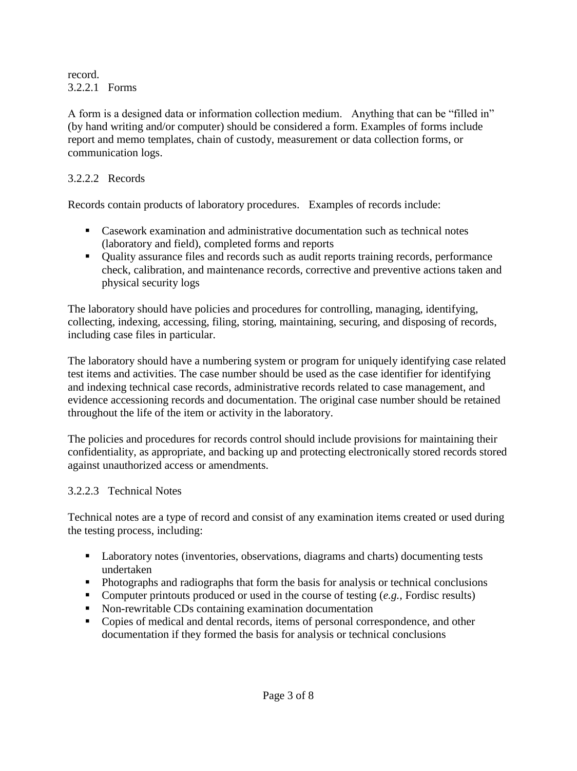record.

#### 3.2.2.1 Forms

A form is a designed data or information collection medium. Anything that can be "filled in" (by hand writing and/or computer) should be considered a form. Examples of forms include report and memo templates, chain of custody, measurement or data collection forms, or communication logs.

#### 3.2.2.2 Records

Records contain products of laboratory procedures. Examples of records include:

- Casework examination and administrative documentation such as technical notes (laboratory and field), completed forms and reports
- Quality assurance files and records such as audit reports training records, performance check, calibration, and maintenance records, corrective and preventive actions taken and physical security logs

The laboratory should have policies and procedures for controlling, managing, identifying, collecting, indexing, accessing, filing, storing, maintaining, securing, and disposing of records, including case files in particular.

The laboratory should have a numbering system or program for uniquely identifying case related test items and activities. The case number should be used as the case identifier for identifying and indexing technical case records, administrative records related to case management, and evidence accessioning records and documentation. The original case number should be retained throughout the life of the item or activity in the laboratory.

The policies and procedures for records control should include provisions for maintaining their confidentiality, as appropriate, and backing up and protecting electronically stored records stored against unauthorized access or amendments.

#### 3.2.2.3 Technical Notes

Technical notes are a type of record and consist of any examination items created or used during the testing process, including:

- Laboratory notes (inventories, observations, diagrams and charts) documenting tests undertaken
- Photographs and radiographs that form the basis for analysis or technical conclusions
- Computer printouts produced or used in the course of testing (*e.g.*, Fordisc results)
- Non-rewritable CDs containing examination documentation
- Copies of medical and dental records, items of personal correspondence, and other documentation if they formed the basis for analysis or technical conclusions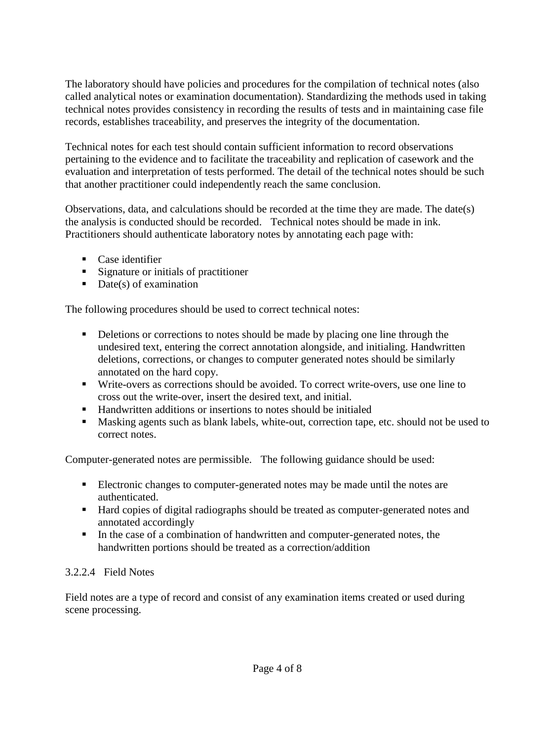The laboratory should have policies and procedures for the compilation of technical notes (also called analytical notes or examination documentation). Standardizing the methods used in taking technical notes provides consistency in recording the results of tests and in maintaining case file records, establishes traceability, and preserves the integrity of the documentation.

Technical notes for each test should contain sufficient information to record observations pertaining to the evidence and to facilitate the traceability and replication of casework and the evaluation and interpretation of tests performed. The detail of the technical notes should be such that another practitioner could independently reach the same conclusion.

Observations, data, and calculations should be recorded at the time they are made. The date(s) the analysis is conducted should be recorded. Technical notes should be made in ink. Practitioners should authenticate laboratory notes by annotating each page with:

- Case identifier
- Signature or initials of practitioner
- Date(s) of examination

The following procedures should be used to correct technical notes:

- Deletions or corrections to notes should be made by placing one line through the undesired text, entering the correct annotation alongside, and initialing. Handwritten deletions, corrections, or changes to computer generated notes should be similarly annotated on the hard copy.
- Write-overs as corrections should be avoided. To correct write-overs, use one line to cross out the write-over, insert the desired text, and initial.
- Handwritten additions or insertions to notes should be initialed
- Masking agents such as blank labels, white-out, correction tape, etc. should not be used to correct notes.

Computer-generated notes are permissible. The following guidance should be used:

- Electronic changes to computer-generated notes may be made until the notes are authenticated.
- Hard copies of digital radiographs should be treated as computer-generated notes and annotated accordingly
- In the case of a combination of handwritten and computer-generated notes, the handwritten portions should be treated as a correction/addition

3.2.2.4 Field Notes

Field notes are a type of record and consist of any examination items created or used during scene processing.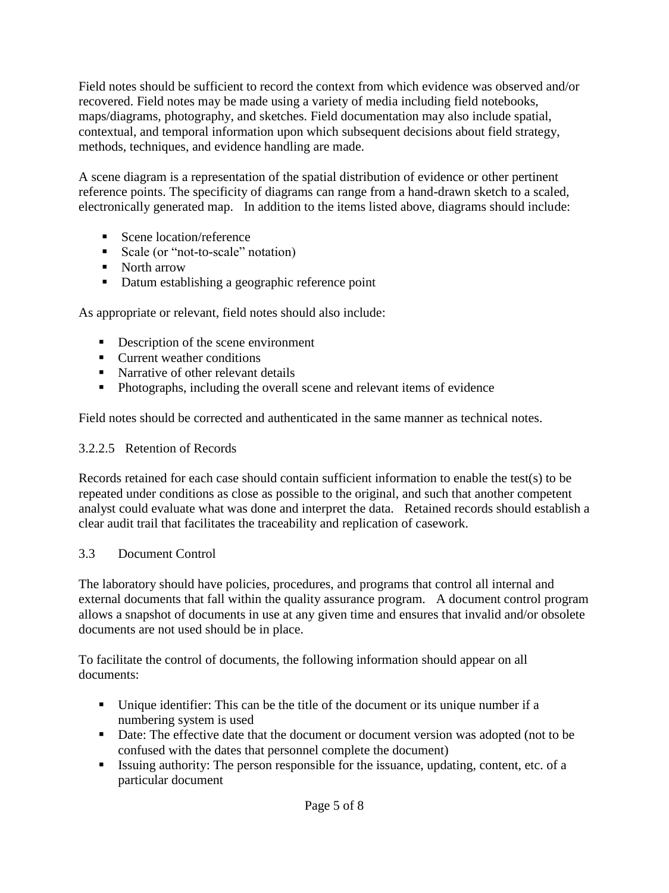Field notes should be sufficient to record the context from which evidence was observed and/or recovered. Field notes may be made using a variety of media including field notebooks, maps/diagrams, photography, and sketches. Field documentation may also include spatial, contextual, and temporal information upon which subsequent decisions about field strategy, methods, techniques, and evidence handling are made.

A scene diagram is a representation of the spatial distribution of evidence or other pertinent reference points. The specificity of diagrams can range from a hand-drawn sketch to a scaled, electronically generated map. In addition to the items listed above, diagrams should include:

- Scene location/reference
- Scale (or "not-to-scale" notation)
- North arrow
- Datum establishing a geographic reference point

As appropriate or relevant, field notes should also include:

- Description of the scene environment
- Current weather conditions
- Narrative of other relevant details
- Photographs, including the overall scene and relevant items of evidence

Field notes should be corrected and authenticated in the same manner as technical notes.

#### 3.2.2.5 Retention of Records

Records retained for each case should contain sufficient information to enable the test(s) to be repeated under conditions as close as possible to the original, and such that another competent analyst could evaluate what was done and interpret the data. Retained records should establish a clear audit trail that facilitates the traceability and replication of casework.

### 3.3 Document Control

The laboratory should have policies, procedures, and programs that control all internal and external documents that fall within the quality assurance program. A document control program allows a snapshot of documents in use at any given time and ensures that invalid and/or obsolete documents are not used should be in place.

To facilitate the control of documents, the following information should appear on all documents:

- Unique identifier: This can be the title of the document or its unique number if a numbering system is used
- Date: The effective date that the document or document version was adopted (not to be confused with the dates that personnel complete the document)
- Issuing authority: The person responsible for the issuance, updating, content, etc. of a particular document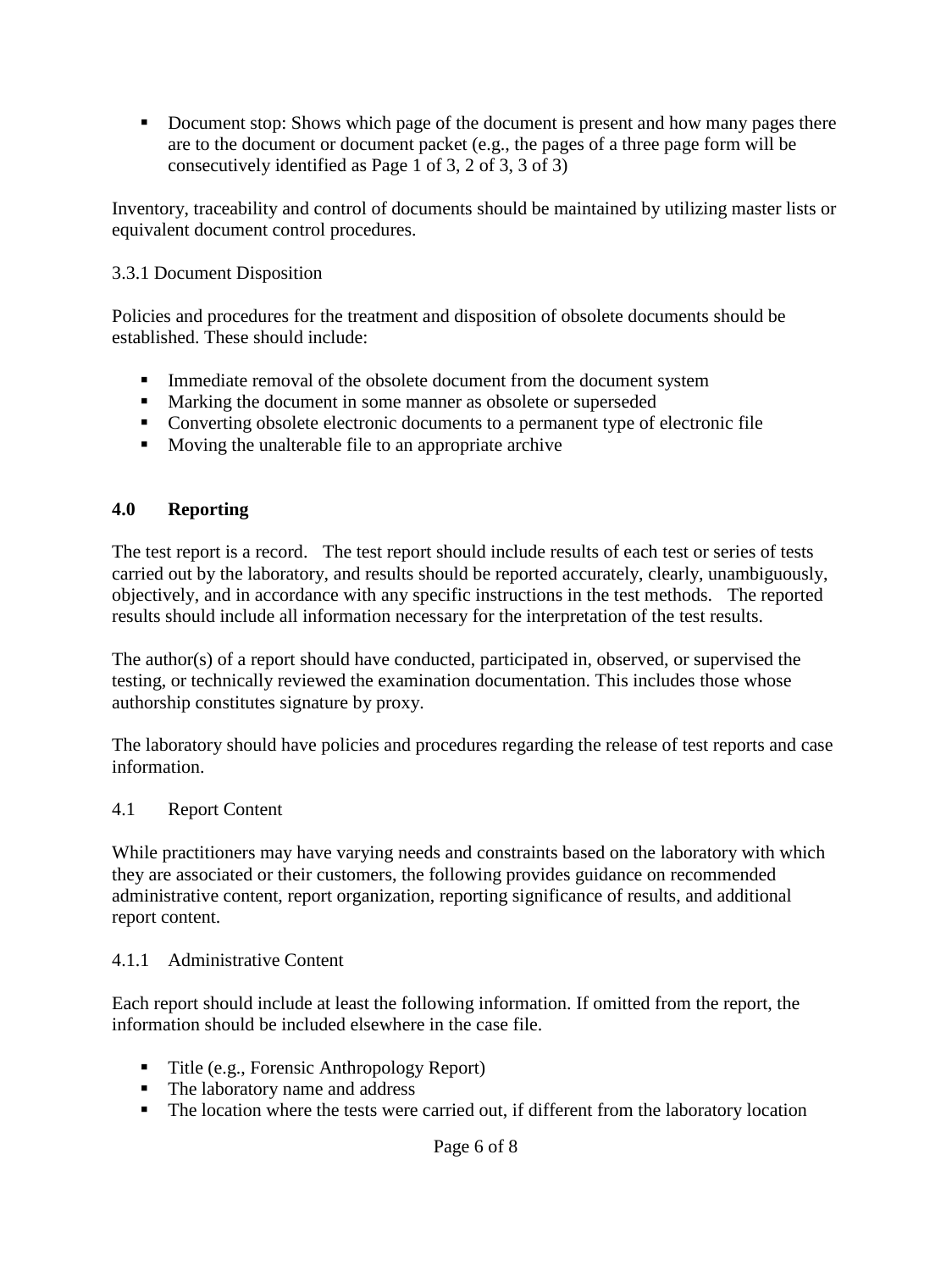- Document stop: Shows which page of the document is present and how many pages there are to the document or document packet (e.g., the pages of a three page form will be consecutively identified as Page 1 of 3, 2 of 3, 3 of 3)

Inventory, traceability and control of documents should be maintained by utilizing master lists or equivalent document control procedures.

3.3.1 Document Disposition

Policies and procedures for the treatment and disposition of obsolete documents should be established. These should include:

- Immediate removal of the obsolete document from the document system
- Marking the document in some manner as obsolete or superseded
- Converting obsolete electronic documents to a permanent type of electronic file
- Moving the unalterable file to an appropriate archive

## 4.0 Reporting

The test report is a record. The test report should include results of each test or series of tests carried out by the laboratory, and results should be reported accurately, clearly, unambiguously, objectively, and in accordance with any specific instructions in the test methods. The reported results should include all information necessary for the interpretation of the test results.

The author(s) of a report should have conducted, participated in, observed, or supervised the testing, or technically reviewed the examination documentation. This includes those whose authorship constitutes signature by proxy.

The laboratory should have policies and procedures regarding the release of test reports and case information.

4.1 Report Content

While practitioners may have varying needs and constraints based on the laboratory with which they are associated or their customers, the following provides guidance on recommended administrative content, report organization, reporting significance of results, and additional report content.

4.1.1 Administrative Content

Each report should include at least the following information. If omitted from the report, the information should be included elsewhere in the case file.

- Title (e.g., Forensic Anthropology Report)
- The laboratory name and address
- The location where the tests were carried out, if different from the laboratory location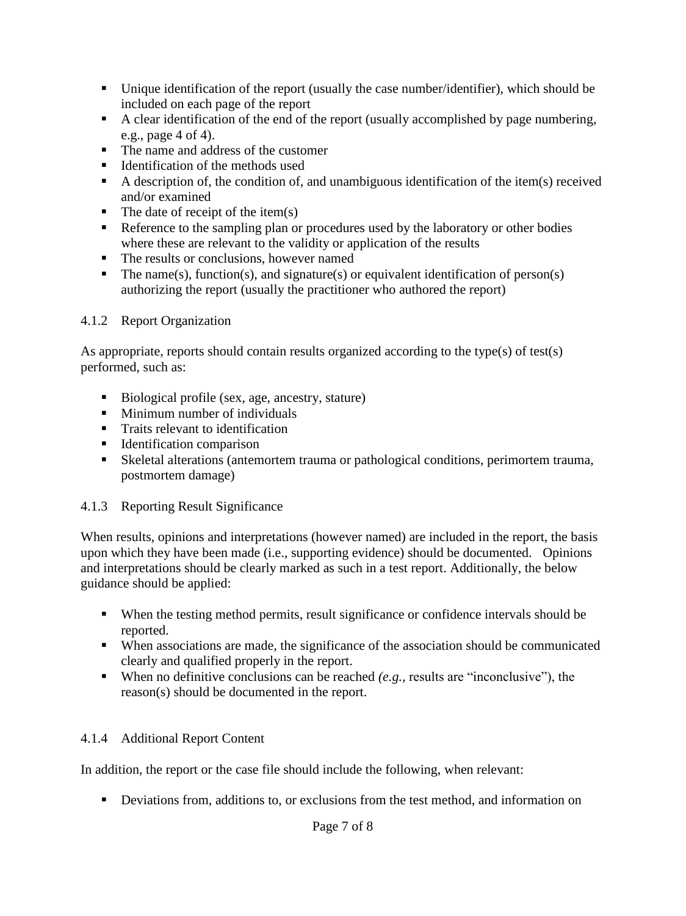- Unique identification of the report (usually the case number/identifier), which should be included on each page of the report
- A clear identification of the end of the report (usually accomplished by page numbering, e.g., page 4 of 4).
- The name and address of the customer
- Identification of the methods used
- A description of, the condition of, and unambiguous identification of the item(s) received and/or examined
- The date of receipt of the item(s)
- Reference to the sampling plan or procedures used by the laboratory or other bodies where these are relevant to the validity or application of the results
- The results or conclusions, however named
- The name(s), function(s), and signature(s) or equivalent identification of person(s) authorizing the report (usually the practitioner who authored the report)

#### 4.1.2 Report Organization

As appropriate, reports should contain results organized according to the type(s) of test(s) performed, such as:

- Biological profile (sex, age, ancestry, stature)
- Minimum number of individuals
- Traits relevant to identification
- Identification comparison
- Skeletal alterations (antemortem trauma or pathological conditions, perimortem trauma, postmortem damage)

#### 4.1.3 Reporting Result Significance

When results, opinions and interpretations (however named) are included in the report, the basis upon which they have been made (i.e., supporting evidence) should be documented. Opinions and interpretations should be clearly marked as such in a test report. Additionally, the below guidance should be applied:

- When the testing method permits, result significance or confidence intervals should be reported.
- When associations are made, the significance of the association should be communicated clearly and qualified properly in the report.
- When no definitive conclusions can be reached *(e.g.,* results are "inconclusive"), the reason(s) should be documented in the report.

#### 4.1.4 Additional Report Content

In addition, the report or the case file should include the following, when relevant:

- Deviations from, additions to, or exclusions from the test method, and information on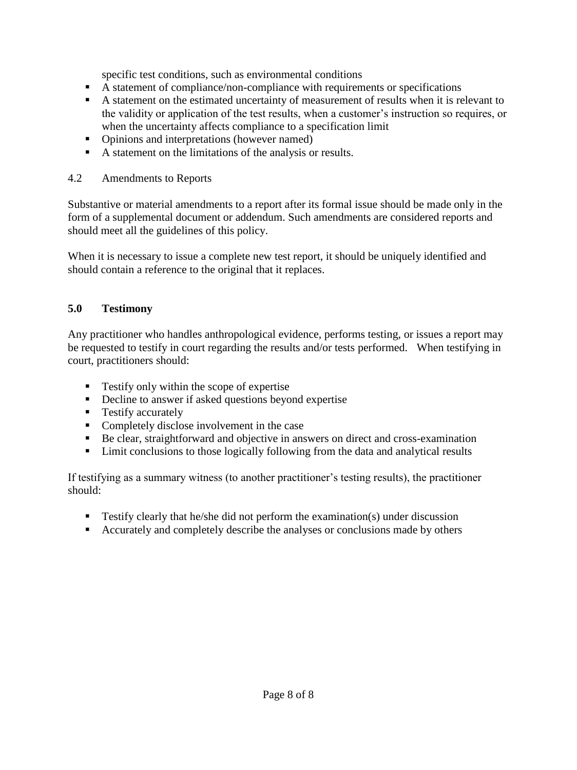specific test conditions, such as environmental conditions

- A statement of compliance/non-compliance with requirements or specifications
- A statement on the estimated uncertainty of measurement of results when it is relevant to the validity or application of the test results, when a customer's instruction so requires, or when the uncertainty affects compliance to a specification limit
- Opinions and interpretations (however named)
- A statement on the limitations of the analysis or results.

4.2 Amendments to Reports

Substantive or material amendments to a report after its formal issue should be made only in the form of a supplemental document or addendum. Such amendments are considered reports and should meet all the guidelines of this policy.

When it is necessary to issue a complete new test report, it should be uniquely identified and should contain a reference to the original that it replaces.

## 5.0 Testimony

Any practitioner who handles anthropological evidence, performs testing, or issues a report may be requested to testify in court regarding the results and/or tests performed. When testifying in court, practitioners should:

- Testify only within the scope of expertise
- Decline to answer if asked questions beyond expertise
- Testify accurately
- Completely disclose involvement in the case
- Be clear, straightforward and objective in answers on direct and cross-examination
- Limit conclusions to those logically following from the data and analytical results

If testifying as a summary witness (to another practitioner's testing results), the practitioner should:

- Testify clearly that he/she did not perform the examination(s) under discussion
- Accurately and completely describe the analyses or conclusions made by others